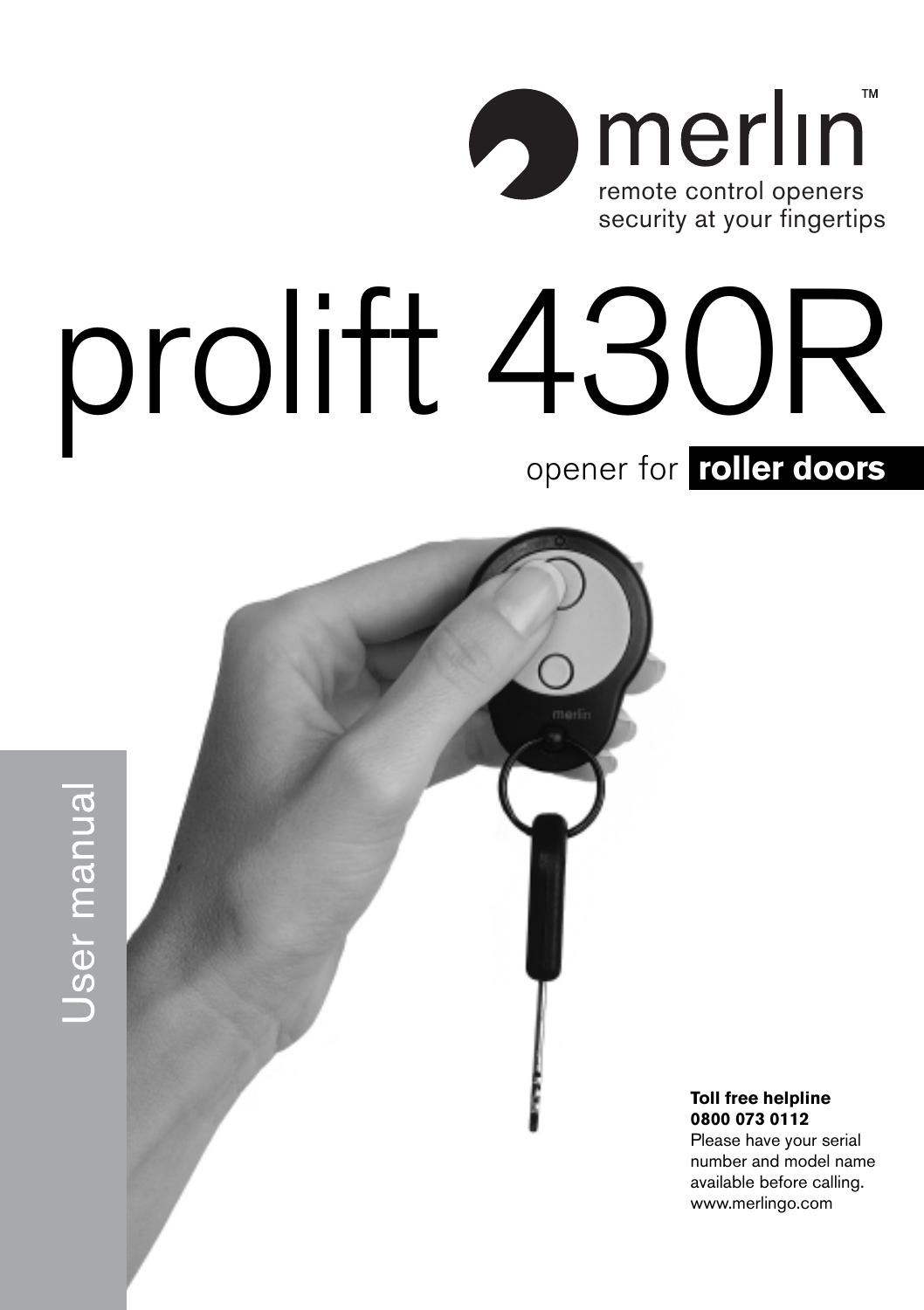merlin™

remote control openers
security at your fingertips

# prolift 430R

## opener for **roller doors**

User manual

**Toll free helpline**
**0800 073 0112**
Please have your serial number and model name available before calling.
www.merlingo.com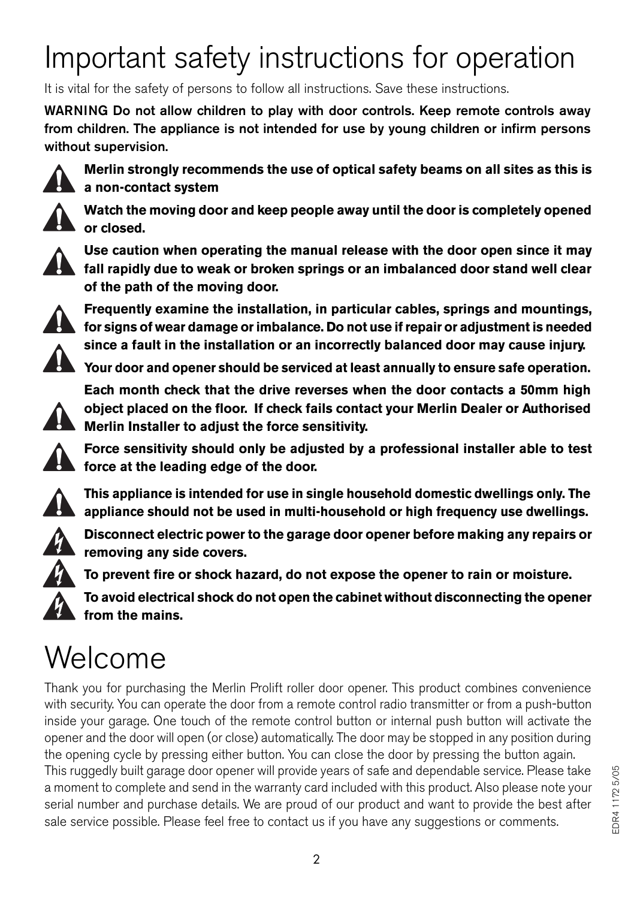# Important safety instructions for operation

It is vital for the safety of persons to follow all instructions. Save these instructions.

**WARNING Do not allow children to play with door controls. Keep remote controls away from children. The appliance is not intended for use by young children or infirm persons without supervision.**

**Merlin strongly recommends the use of optical safety beams on all sites as this is a non-contact system**

**Watch the moving door and keep people away until the door is completely opened or closed.**

**Use caution when operating the manual release with the door open since it may fall rapidly due to weak or broken springs or an imbalanced door stand well clear of the path of the moving door.**

**Frequently examine the installation, in particular cables, springs and mountings, for signs of wear damage or imbalance. Do not use if repair or adjustment is needed since a fault in the installation or an incorrectly balanced door may cause injury.**

**Your door and opener should be serviced at least annually to ensure safe operation.**

**Each month check that the drive reverses when the door contacts a 50mm high object placed on the floor. If check fails contact your Merlin Dealer or Authorised Merlin Installer to adjust the force sensitivity.**

**Force sensitivity should only be adjusted by a professional installer able to test force at the leading edge of the door.**

**This appliance is intended for use in single household domestic dwellings only. The appliance should not be used in multi-household or high frequency use dwellings.**

**Disconnect electric power to the garage door opener before making any repairs or removing any side covers.**

**To prevent fire or shock hazard, do not expose the opener to rain or moisture.**

**To avoid electrical shock do not open the cabinet without disconnecting the opener from the mains.**

# Welcome

Thank you for purchasing the Merlin Prolift roller door opener. This product combines convenience with security. You can operate the door from a remote control radio transmitter or from a push-button inside your garage. One touch of the remote control button or internal push button will activate the opener and the door will open (or close) automatically. The door may be stopped in any position during the opening cycle by pressing either button. You can close the door by pressing the button again.
This ruggedly built garage door opener will provide years of safe and dependable service. Please take a moment to complete and send in the warranty card included with this product. Also please note your serial number and purchase details. We are proud of our product and want to provide the best after sale service possible. Please feel free to contact us if you have any suggestions or comments.

EDR4 1172 5/05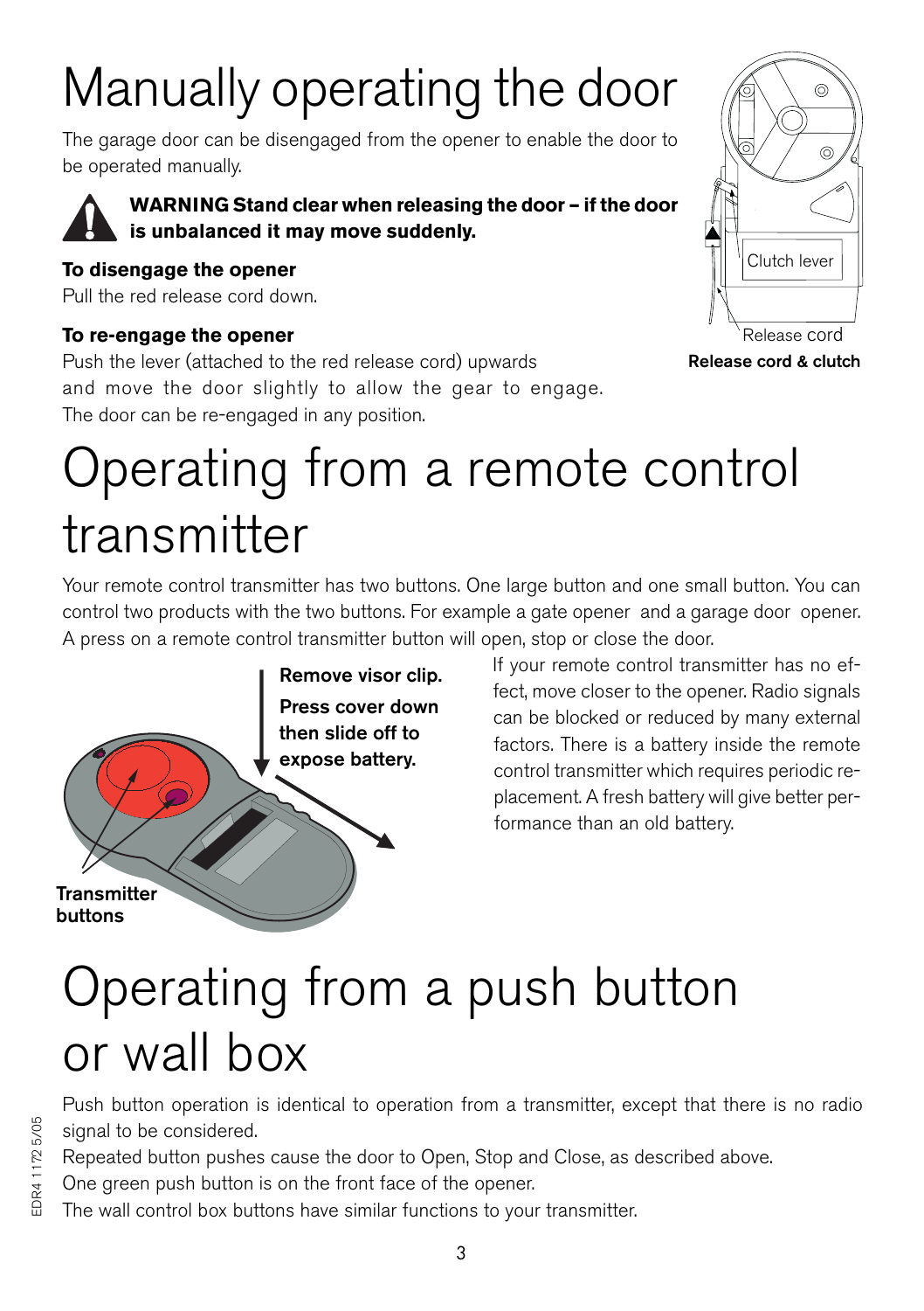# Manually operating the door

The garage door can be disengaged from the opener to enable the door to be operated manually.

**WARNING Stand clear when releasing the door – if the door is unbalanced it may move suddenly.**

**To disengage the opener**
Pull the red release cord down.

**To re-engage the opener**
Push the lever (attached to the red release cord) upwards and move the door slightly to allow the gear to engage. The door can be re-engaged in any position.

Clutch lever

Release cord

**Release cord & clutch**

# Operating from a remote control transmitter

Your remote control transmitter has two buttons. One large button and one small button. You can control two products with the two buttons. For example a gate opener and a garage door opener. A press on a remote control transmitter button will open, stop or close the door.

**Remove visor clip.**

**Press cover down then slide off to expose battery.**

**Transmitter buttons**

If your remote control transmitter has no effect, move closer to the opener. Radio signals can be blocked or reduced by many external factors. There is a battery inside the remote control transmitter which requires periodic replacement. A fresh battery will give better performance than an old battery.

# Operating from a push button or wall box

Push button operation is identical to operation from a transmitter, except that there is no radio signal to be considered.

Repeated button pushes cause the door to Open, Stop and Close, as described above.

One green push button is on the front face of the opener.

The wall control box buttons have similar functions to your transmitter.

EDR4 1172 5/05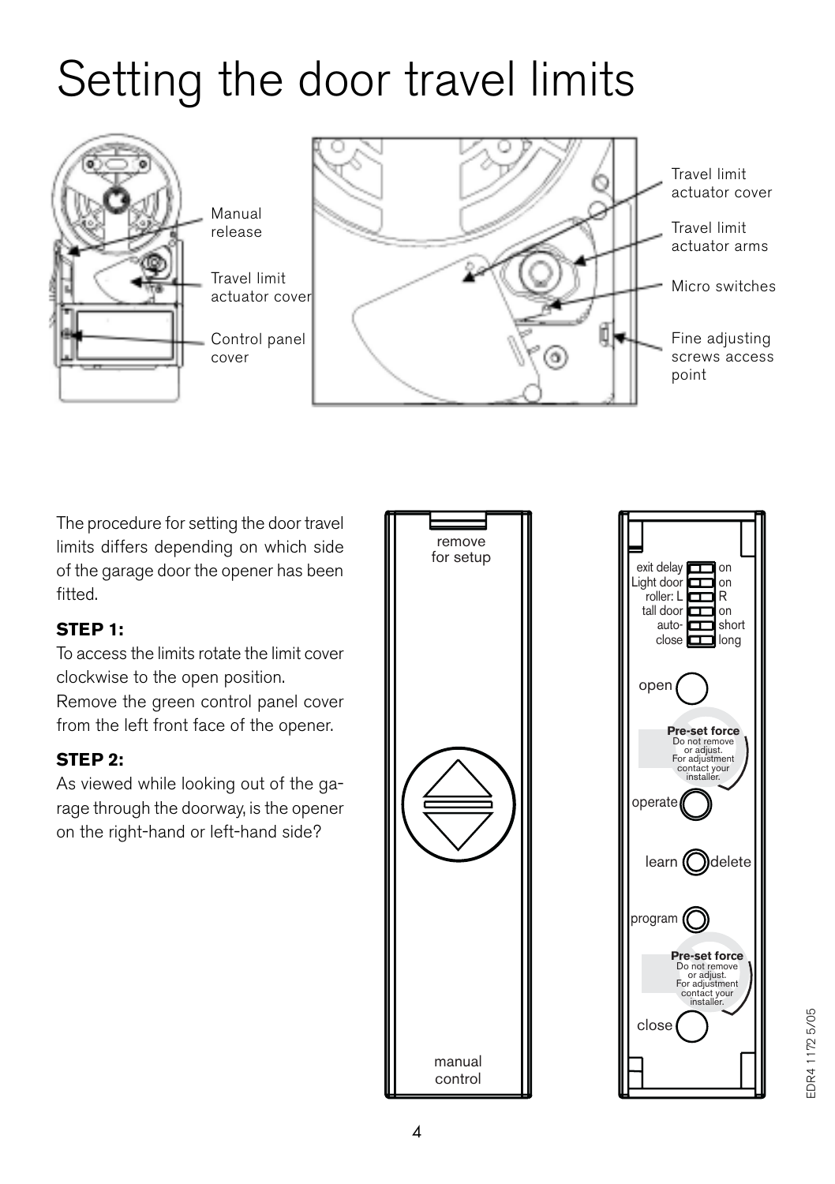# Setting the door travel limits

Manual release

Travel limit actuator cover

Control panel cover

Travel limit actuator cover

Travel limit actuator arms

Micro switches

Fine adjusting screws access point

The procedure for setting the door travel limits differs depending on which side of the garage door the opener has been fitted.

**STEP 1:**

To access the limits rotate the limit cover clockwise to the open position.

Remove the green control panel cover from the left front face of the opener.

**STEP 2:**

As viewed while looking out of the garage through the doorway, is the opener on the right-hand or left-hand side?

remove for setup

manual control

exit delay — on
Light door — on
roller: L — R
tall door — on
auto-close — short / long

open

**Pre-set force**
Do not remove or adjust.
For adjustment contact your installer.

operate

learn — delete

program

**Pre-set force**
Do not remove or adjust.
For adjustment contact your installer.

close

EDR4 1172 5/05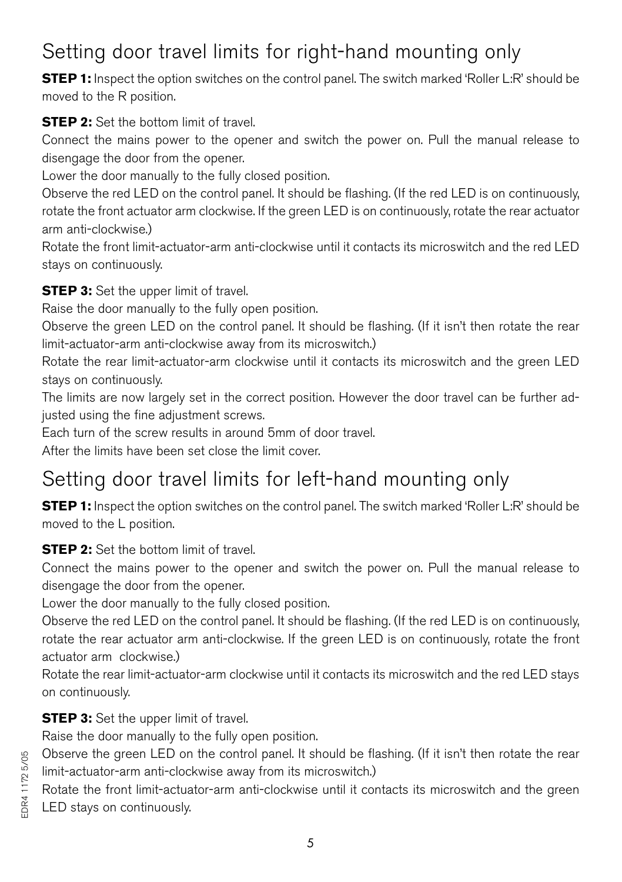## Setting door travel limits for right-hand mounting only

**STEP 1:** Inspect the option switches on the control panel. The switch marked 'Roller L:R' should be moved to the R position.

**STEP 2:** Set the bottom limit of travel.

Connect the mains power to the opener and switch the power on. Pull the manual release to disengage the door from the opener.

Lower the door manually to the fully closed position.

Observe the red LED on the control panel. It should be flashing. (If the red LED is on continuously, rotate the front actuator arm clockwise. If the green LED is on continuously, rotate the rear actuator arm anti-clockwise.)

Rotate the front limit-actuator-arm anti-clockwise until it contacts its microswitch and the red LED stays on continuously.

**STEP 3:** Set the upper limit of travel.

Raise the door manually to the fully open position.

Observe the green LED on the control panel. It should be flashing. (If it isn't then rotate the rear limit-actuator-arm anti-clockwise away from its microswitch.)

Rotate the rear limit-actuator-arm clockwise until it contacts its microswitch and the green LED stays on continuously.

The limits are now largely set in the correct position. However the door travel can be further adjusted using the fine adjustment screws.

Each turn of the screw results in around 5mm of door travel.

After the limits have been set close the limit cover.

## Setting door travel limits for left-hand mounting only

**STEP 1:** Inspect the option switches on the control panel. The switch marked 'Roller L:R' should be moved to the L position.

**STEP 2:** Set the bottom limit of travel.

Connect the mains power to the opener and switch the power on. Pull the manual release to disengage the door from the opener.

Lower the door manually to the fully closed position.

Observe the red LED on the control panel. It should be flashing. (If the red LED is on continuously, rotate the rear actuator arm anti-clockwise. If the green LED is on continuously, rotate the front actuator arm clockwise.)

Rotate the rear limit-actuator-arm clockwise until it contacts its microswitch and the red LED stays on continuously.

**STEP 3:** Set the upper limit of travel.

Raise the door manually to the fully open position.

Observe the green LED on the control panel. It should be flashing. (If it isn't then rotate the rear limit-actuator-arm anti-clockwise away from its microswitch.)

Rotate the front limit-actuator-arm anti-clockwise until it contacts its microswitch and the green LED stays on continuously.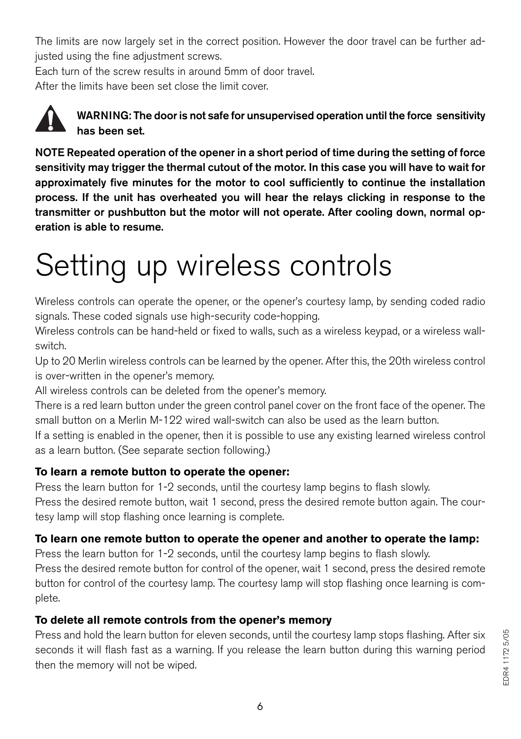The limits are now largely set in the correct position. However the door travel can be further adjusted using the fine adjustment screws.

Each turn of the screw results in around 5mm of door travel.

After the limits have been set close the limit cover.

**WARNING: The door is not safe for unsupervised operation until the force sensitivity has been set.**

**NOTE Repeated operation of the opener in a short period of time during the setting of force sensitivity may trigger the thermal cutout of the motor. In this case you will have to wait for approximately five minutes for the motor to cool sufficiently to continue the installation process. If the unit has overheated you will hear the relays clicking in response to the transmitter or pushbutton but the motor will not operate. After cooling down, normal operation is able to resume.**

# Setting up wireless controls

Wireless controls can operate the opener, or the opener's courtesy lamp, by sending coded radio signals. These coded signals use high-security code-hopping.

Wireless controls can be hand-held or fixed to walls, such as a wireless keypad, or a wireless wall-switch.

Up to 20 Merlin wireless controls can be learned by the opener. After this, the 20th wireless control is over-written in the opener's memory.

All wireless controls can be deleted from the opener's memory.

There is a red learn button under the green control panel cover on the front face of the opener. The small button on a Merlin M-122 wired wall-switch can also be used as the learn button.

If a setting is enabled in the opener, then it is possible to use any existing learned wireless control as a learn button. (See separate section following.)

### To learn a remote button to operate the opener:

Press the learn button for 1-2 seconds, until the courtesy lamp begins to flash slowly.

Press the desired remote button, wait 1 second, press the desired remote button again. The courtesy lamp will stop flashing once learning is complete.

### To learn one remote button to operate the opener and another to operate the lamp:

Press the learn button for 1-2 seconds, until the courtesy lamp begins to flash slowly.

Press the desired remote button for control of the opener, wait 1 second, press the desired remote button for control of the courtesy lamp. The courtesy lamp will stop flashing once learning is complete.

### To delete all remote controls from the opener's memory

Press and hold the learn button for eleven seconds, until the courtesy lamp stops flashing. After six seconds it will flash fast as a warning. If you release the learn button during this warning period then the memory will not be wiped.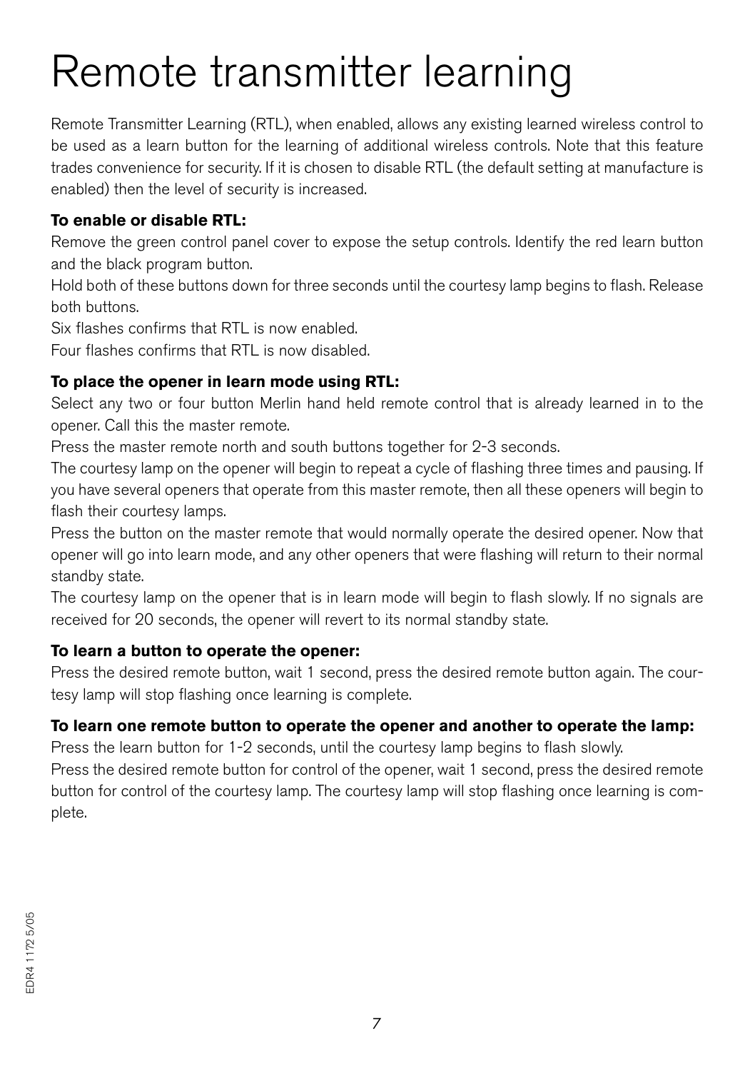# Remote transmitter learning

Remote Transmitter Learning (RTL), when enabled, allows any existing learned wireless control to be used as a learn button for the learning of additional wireless controls. Note that this feature trades convenience for security. If it is chosen to disable RTL (the default setting at manufacture is enabled) then the level of security is increased.

**To enable or disable RTL:**

Remove the green control panel cover to expose the setup controls. Identify the red learn button and the black program button.

Hold both of these buttons down for three seconds until the courtesy lamp begins to flash. Release both buttons.

Six flashes confirms that RTL is now enabled.

Four flashes confirms that RTL is now disabled.

**To place the opener in learn mode using RTL:**

Select any two or four button Merlin hand held remote control that is already learned in to the opener. Call this the master remote.

Press the master remote north and south buttons together for 2-3 seconds.

The courtesy lamp on the opener will begin to repeat a cycle of flashing three times and pausing. If you have several openers that operate from this master remote, then all these openers will begin to flash their courtesy lamps.

Press the button on the master remote that would normally operate the desired opener. Now that opener will go into learn mode, and any other openers that were flashing will return to their normal standby state.

The courtesy lamp on the opener that is in learn mode will begin to flash slowly. If no signals are received for 20 seconds, the opener will revert to its normal standby state.

**To learn a button to operate the opener:**

Press the desired remote button, wait 1 second, press the desired remote button again. The courtesy lamp will stop flashing once learning is complete.

**To learn one remote button to operate the opener and another to operate the lamp:**

Press the learn button for 1-2 seconds, until the courtesy lamp begins to flash slowly.

Press the desired remote button for control of the opener, wait 1 second, press the desired remote button for control of the courtesy lamp. The courtesy lamp will stop flashing once learning is complete.

EDR4 1172 5/05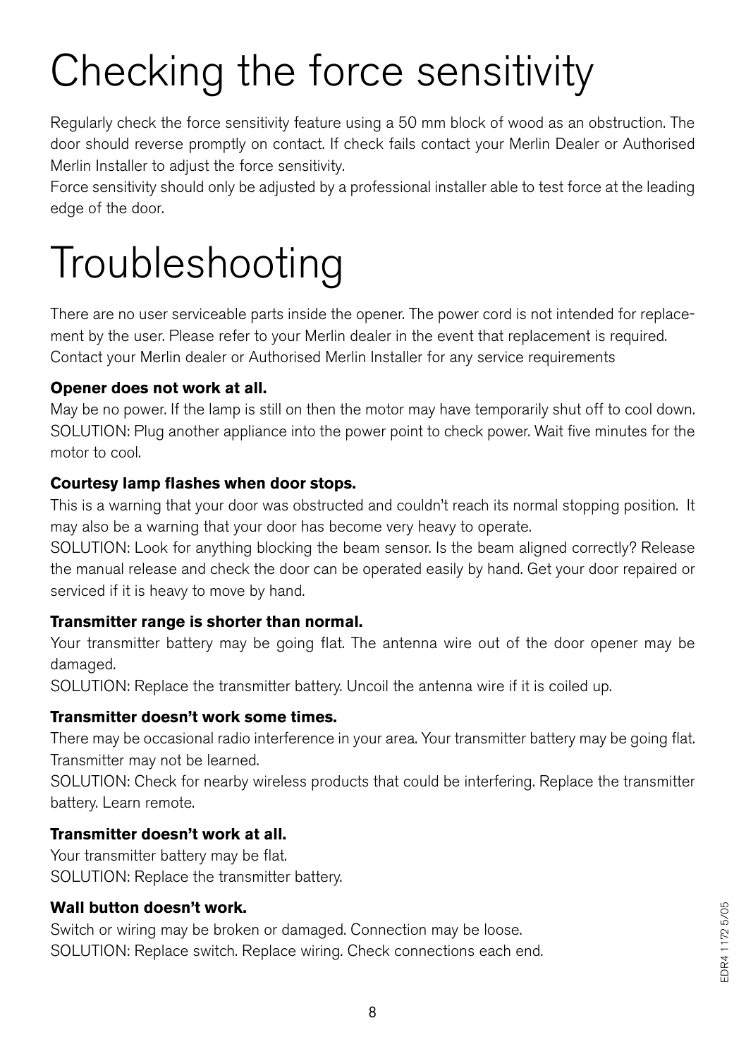# Checking the force sensitivity

Regularly check the force sensitivity feature using a 50 mm block of wood as an obstruction. The door should reverse promptly on contact. If check fails contact your Merlin Dealer or Authorised Merlin Installer to adjust the force sensitivity.

Force sensitivity should only be adjusted by a professional installer able to test force at the leading edge of the door.

# Troubleshooting

There are no user serviceable parts inside the opener. The power cord is not intended for replacement by the user. Please refer to your Merlin dealer in the event that replacement is required. Contact your Merlin dealer or Authorised Merlin Installer for any service requirements

**Opener does not work at all.**

May be no power. If the lamp is still on then the motor may have temporarily shut off to cool down.
SOLUTION: Plug another appliance into the power point to check power. Wait five minutes for the motor to cool.

**Courtesy lamp flashes when door stops.**

This is a warning that your door was obstructed and couldn't reach its normal stopping position. It may also be a warning that your door has become very heavy to operate.
SOLUTION: Look for anything blocking the beam sensor. Is the beam aligned correctly? Release the manual release and check the door can be operated easily by hand. Get your door repaired or serviced if it is heavy to move by hand.

**Transmitter range is shorter than normal.**

Your transmitter battery may be going flat. The antenna wire out of the door opener may be damaged.
SOLUTION: Replace the transmitter battery. Uncoil the antenna wire if it is coiled up.

**Transmitter doesn't work some times.**

There may be occasional radio interference in your area. Your transmitter battery may be going flat. Transmitter may not be learned.
SOLUTION: Check for nearby wireless products that could be interfering. Replace the transmitter battery. Learn remote.

**Transmitter doesn't work at all.**

Your transmitter battery may be flat.
SOLUTION: Replace the transmitter battery.

**Wall button doesn't work.**

Switch or wiring may be broken or damaged. Connection may be loose.
SOLUTION: Replace switch. Replace wiring. Check connections each end.

EDR4 1172 5/05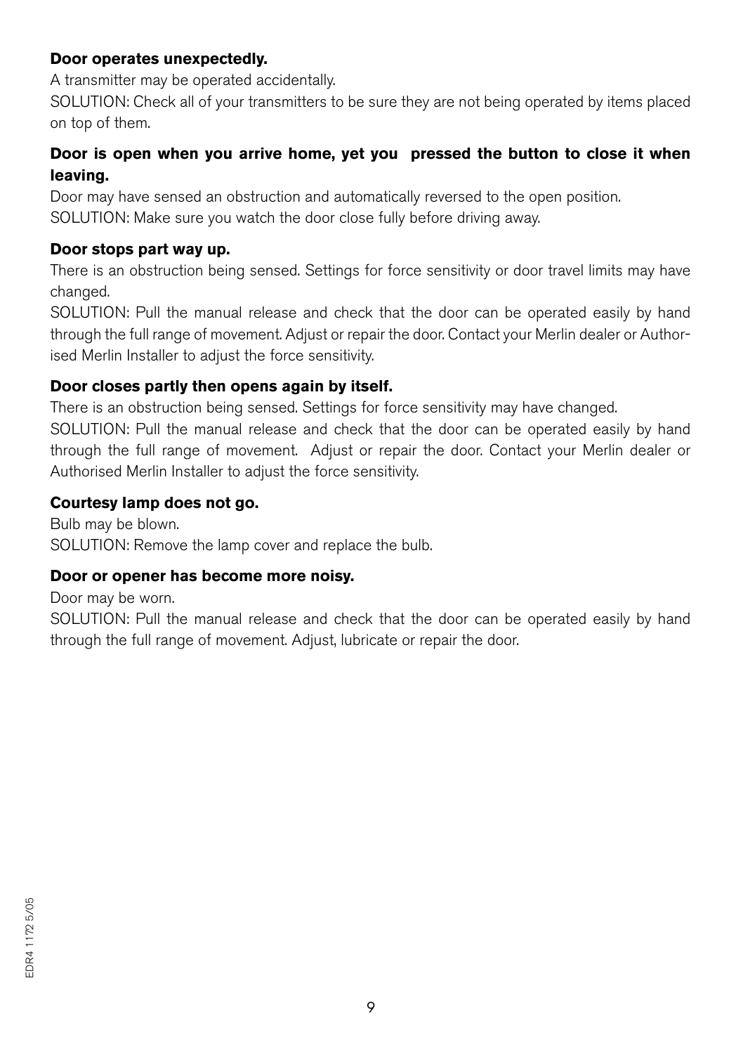**Door operates unexpectedly.**

A transmitter may be operated accidentally.

SOLUTION: Check all of your transmitters to be sure they are not being operated by items placed on top of them.

**Door is open when you arrive home, yet you pressed the button to close it when leaving.**

Door may have sensed an obstruction and automatically reversed to the open position.

SOLUTION: Make sure you watch the door close fully before driving away.

**Door stops part way up.**

There is an obstruction being sensed. Settings for force sensitivity or door travel limits may have changed.

SOLUTION: Pull the manual release and check that the door can be operated easily by hand through the full range of movement. Adjust or repair the door. Contact your Merlin dealer or Authorised Merlin Installer to adjust the force sensitivity.

**Door closes partly then opens again by itself.**

There is an obstruction being sensed. Settings for force sensitivity may have changed.

SOLUTION: Pull the manual release and check that the door can be operated easily by hand through the full range of movement. Adjust or repair the door. Contact your Merlin dealer or Authorised Merlin Installer to adjust the force sensitivity.

**Courtesy lamp does not go.**

Bulb may be blown.

SOLUTION: Remove the lamp cover and replace the bulb.

**Door or opener has become more noisy.**

Door may be worn.

SOLUTION: Pull the manual release and check that the door can be operated easily by hand through the full range of movement. Adjust, lubricate or repair the door.

EDR4 1172 5/05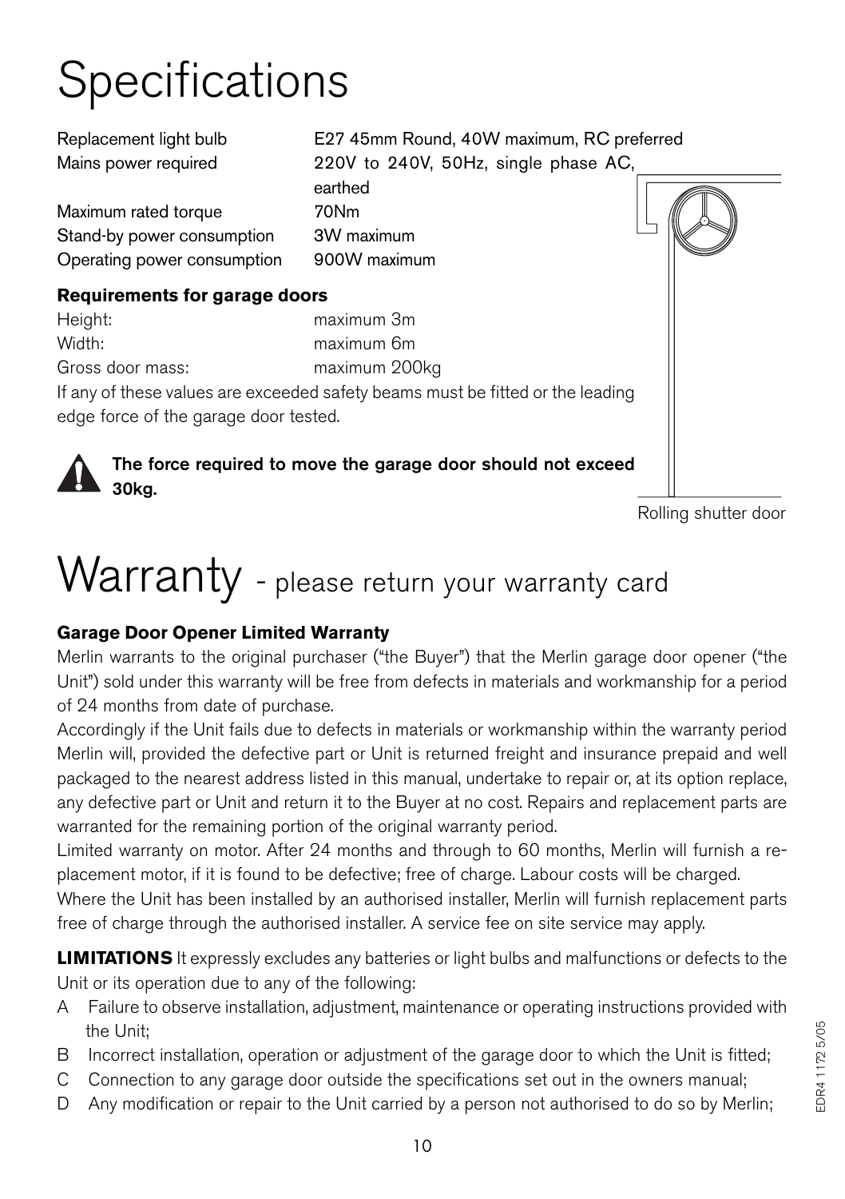# Specifications

| | |
|---|---|
| Replacement light bulb | E27 45mm Round, 40W maximum, RC preferred |
| Mains power required | 220V to 240V, 50Hz, single phase AC, earthed |
| Maximum rated torque | 70Nm |
| Stand-by power consumption | 3W maximum |
| Operating power consumption | 900W maximum |

**Requirements for garage doors**

| | |
|---|---|
| Height: | maximum 3m |
| Width: | maximum 6m |
| Gross door mass: | maximum 200kg |

If any of these values are exceeded safety beams must be fitted or the leading edge force of the garage door tested.

**The force required to move the garage door should not exceed 30kg.**

Rolling shutter door

# Warranty - please return your warranty card

**Garage Door Opener Limited Warranty**

Merlin warrants to the original purchaser ("the Buyer") that the Merlin garage door opener ("the Unit") sold under this warranty will be free from defects in materials and workmanship for a period of 24 months from date of purchase.

Accordingly if the Unit fails due to defects in materials or workmanship within the warranty period Merlin will, provided the defective part or Unit is returned freight and insurance prepaid and well packaged to the nearest address listed in this manual, undertake to repair or, at its option replace, any defective part or Unit and return it to the Buyer at no cost. Repairs and replacement parts are warranted for the remaining portion of the original warranty period.

Limited warranty on motor. After 24 months and through to 60 months, Merlin will furnish a replacement motor, if it is found to be defective; free of charge. Labour costs will be charged.

Where the Unit has been installed by an authorised installer, Merlin will furnish replacement parts free of charge through the authorised installer. A service fee on site service may apply.

**LIMITATIONS** It expressly excludes any batteries or light bulbs and malfunctions or defects to the Unit or its operation due to any of the following:

A Failure to observe installation, adjustment, maintenance or operating instructions provided with the Unit;

B Incorrect installation, operation or adjustment of the garage door to which the Unit is fitted;

C Connection to any garage door outside the specifications set out in the owners manual;

D Any modification or repair to the Unit carried by a person not authorised to do so by Merlin;

EDR4 1172 5/05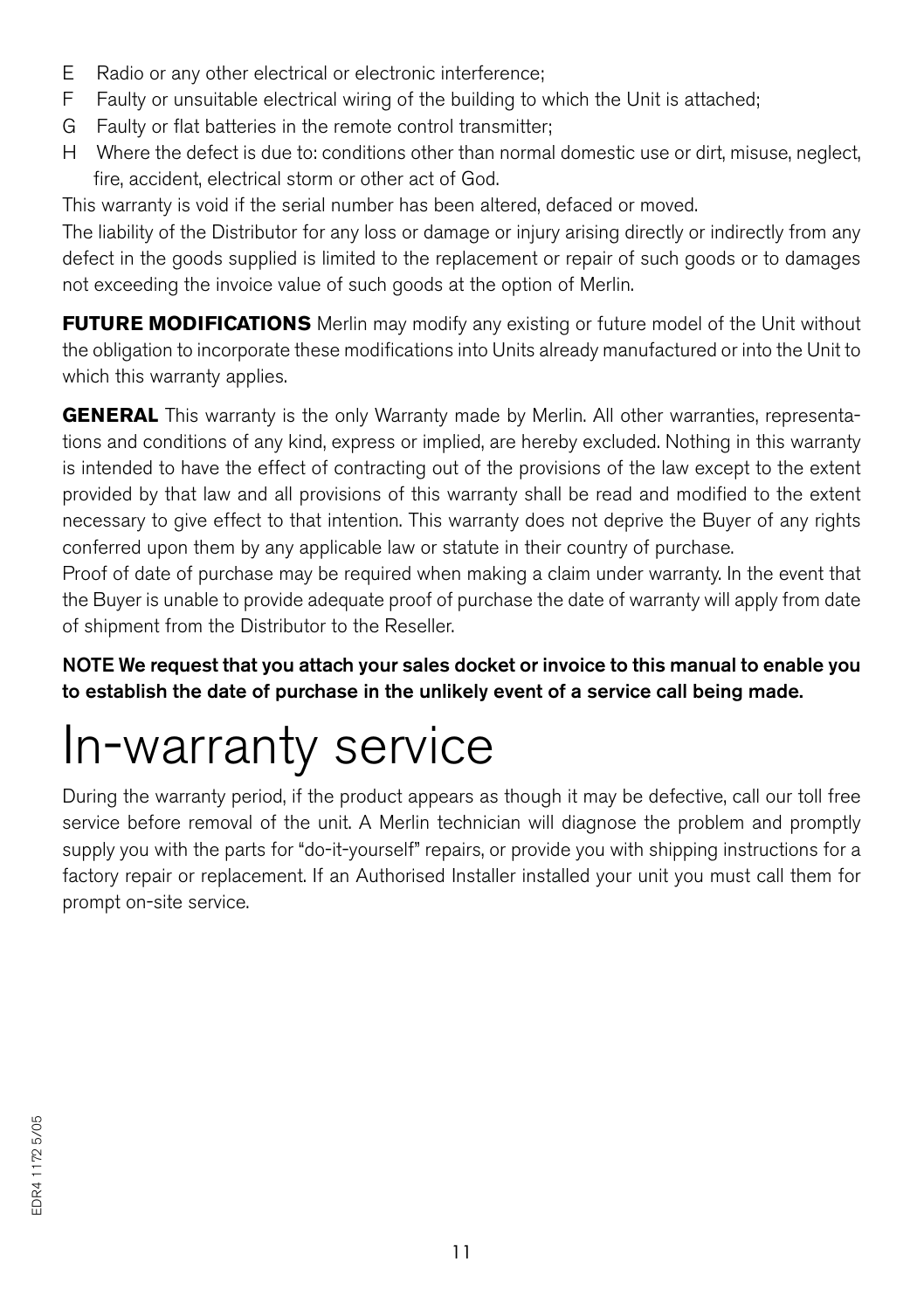E Radio or any other electrical or electronic interference;
F Faulty or unsuitable electrical wiring of the building to which the Unit is attached;
G Faulty or flat batteries in the remote control transmitter;
H Where the defect is due to: conditions other than normal domestic use or dirt, misuse, neglect, fire, accident, electrical storm or other act of God.

This warranty is void if the serial number has been altered, defaced or moved.

The liability of the Distributor for any loss or damage or injury arising directly or indirectly from any defect in the goods supplied is limited to the replacement or repair of such goods or to damages not exceeding the invoice value of such goods at the option of Merlin.

**FUTURE MODIFICATIONS** Merlin may modify any existing or future model of the Unit without the obligation to incorporate these modifications into Units already manufactured or into the Unit to which this warranty applies.

**GENERAL** This warranty is the only Warranty made by Merlin. All other warranties, representations and conditions of any kind, express or implied, are hereby excluded. Nothing in this warranty is intended to have the effect of contracting out of the provisions of the law except to the extent provided by that law and all provisions of this warranty shall be read and modified to the extent necessary to give effect to that intention. This warranty does not deprive the Buyer of any rights conferred upon them by any applicable law or statute in their country of purchase.

Proof of date of purchase may be required when making a claim under warranty. In the event that the Buyer is unable to provide adequate proof of purchase the date of warranty will apply from date of shipment from the Distributor to the Reseller.

**NOTE We request that you attach your sales docket or invoice to this manual to enable you to establish the date of purchase in the unlikely event of a service call being made.**

# In-warranty service

During the warranty period, if the product appears as though it may be defective, call our toll free service before removal of the unit. A Merlin technician will diagnose the problem and promptly supply you with the parts for "do-it-yourself" repairs, or provide you with shipping instructions for a factory repair or replacement. If an Authorised Installer installed your unit you must call them for prompt on-site service.

EDR4 1172 5/05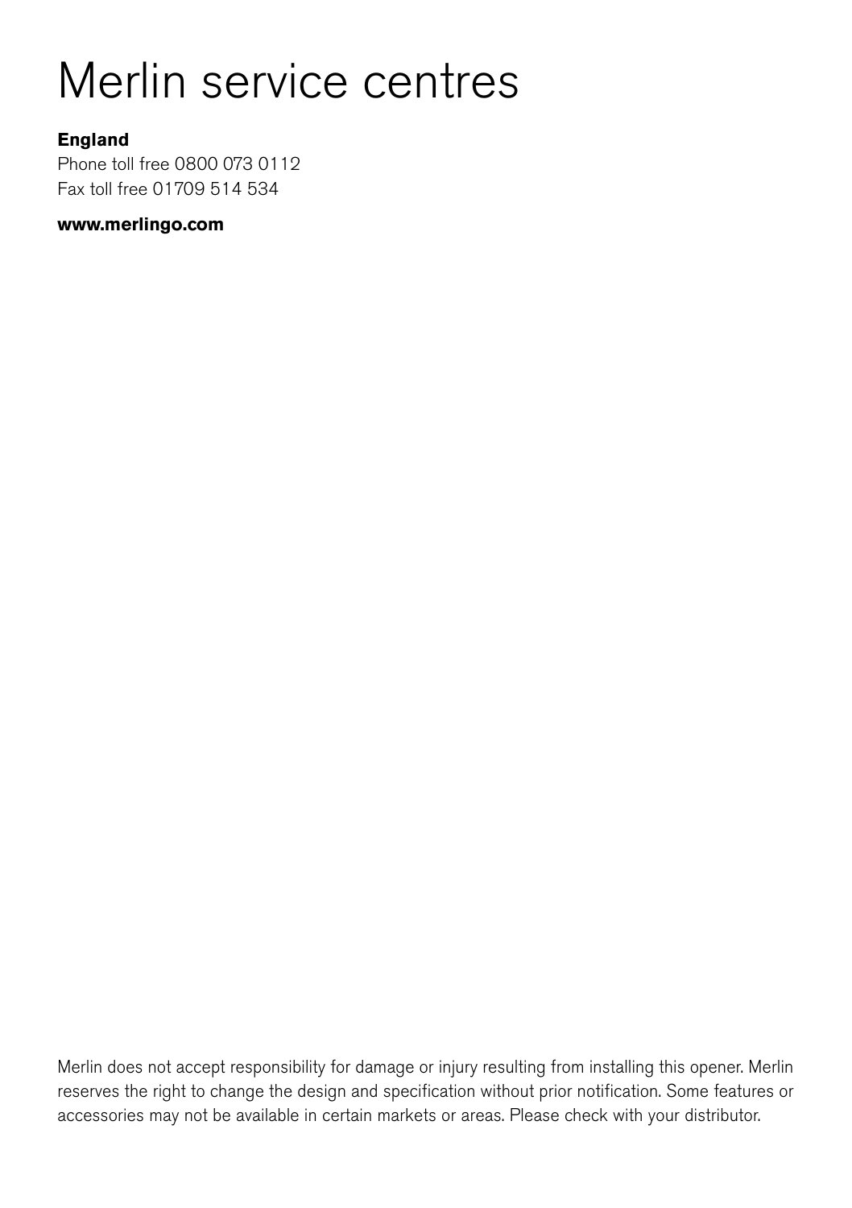# Merlin service centres

**England**
Phone toll free 0800 073 0112
Fax toll free 01709 514 534

**www.merlingo.com**

Merlin does not accept responsibility for damage or injury resulting from installing this opener. Merlin reserves the right to change the design and specification without prior notification. Some features or accessories may not be available in certain markets or areas. Please check with your distributor.